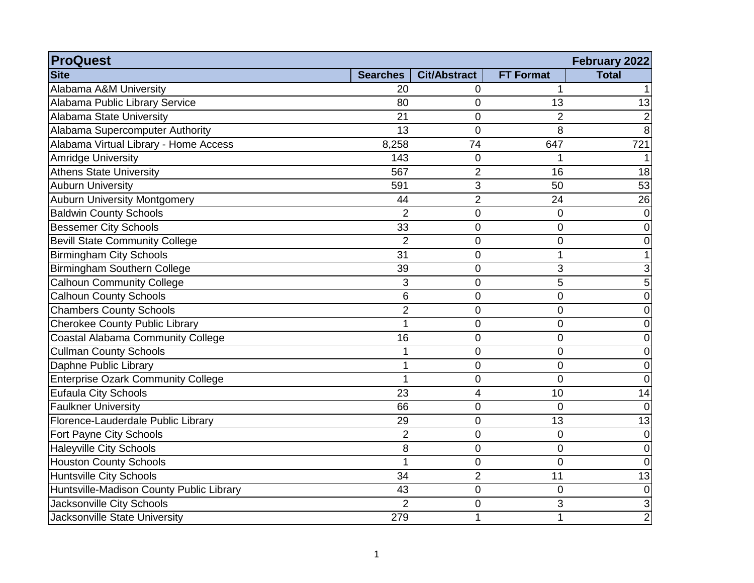| ProQuest | | | | February 2022 |
|---|---|---|---|---|
| **Site** | **Searches** | **Cit/Abstract** | **FT Format** | **Total** |
| Alabama A&M University | 20 | 0 | 1 | 1 |
| Alabama Public Library Service | 80 | 0 | 13 | 13 |
| Alabama State University | 21 | 0 | 2 | 2 |
| Alabama Supercomputer Authority | 13 | 0 | 8 | 8 |
| Alabama Virtual Library - Home Access | 8,258 | 74 | 647 | 721 |
| Amridge University | 143 | 0 | 1 | 1 |
| Athens State University | 567 | 2 | 16 | 18 |
| Auburn University | 591 | 3 | 50 | 53 |
| Auburn University Montgomery | 44 | 2 | 24 | 26 |
| Baldwin County Schools | 2 | 0 | 0 | 0 |
| Bessemer City Schools | 33 | 0 | 0 | 0 |
| Bevill State Community College | 2 | 0 | 0 | 0 |
| Birmingham City Schools | 31 | 0 | 1 | 1 |
| Birmingham Southern College | 39 | 0 | 3 | 3 |
| Calhoun Community College | 3 | 0 | 5 | 5 |
| Calhoun County Schools | 6 | 0 | 0 | 0 |
| Chambers County Schools | 2 | 0 | 0 | 0 |
| Cherokee County Public Library | 1 | 0 | 0 | 0 |
| Coastal Alabama Community College | 16 | 0 | 0 | 0 |
| Cullman County Schools | 1 | 0 | 0 | 0 |
| Daphne Public Library | 1 | 0 | 0 | 0 |
| Enterprise Ozark Community College | 1 | 0 | 0 | 0 |
| Eufaula City Schools | 23 | 4 | 10 | 14 |
| Faulkner University | 66 | 0 | 0 | 0 |
| Florence-Lauderdale Public Library | 29 | 0 | 13 | 13 |
| Fort Payne City Schools | 2 | 0 | 0 | 0 |
| Haleyville City Schools | 8 | 0 | 0 | 0 |
| Houston County Schools | 1 | 0 | 0 | 0 |
| Huntsville City Schools | 34 | 2 | 11 | 13 |
| Huntsville-Madison County Public Library | 43 | 0 | 0 | 0 |
| Jacksonville City Schools | 2 | 0 | 3 | 3 |
| Jacksonville State University | 279 | 1 | 1 | 2 |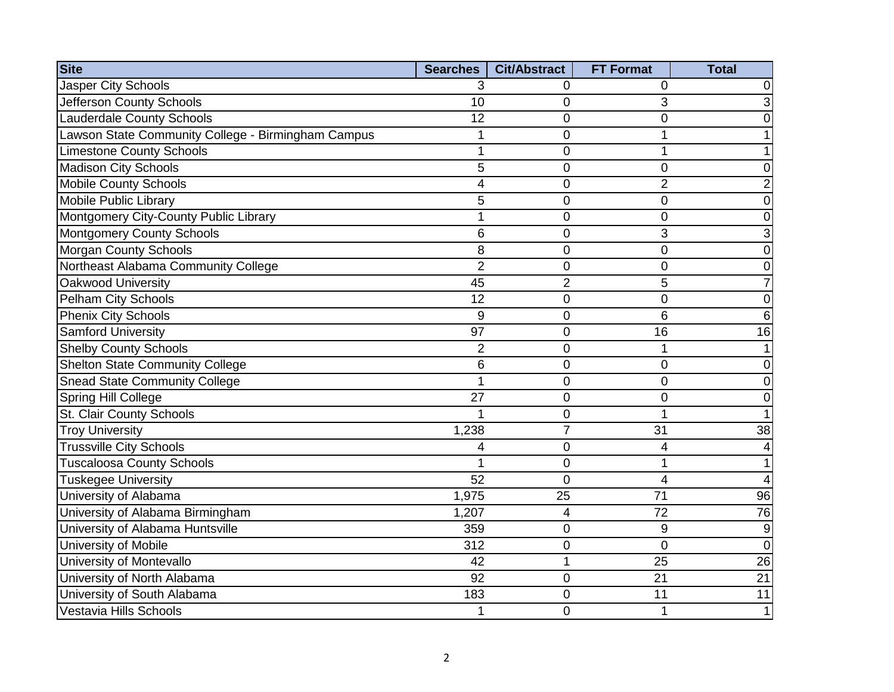| Site | Searches | Cit/Abstract | FT Format | Total |
| --- | --- | --- | --- | --- |
| Jasper City Schools | 3 | 0 | 0 | 0 |
| Jefferson County Schools | 10 | 0 | 3 | 3 |
| Lauderdale County Schools | 12 | 0 | 0 | 0 |
| Lawson State Community College - Birmingham Campus | 1 | 0 | 1 | 1 |
| Limestone County Schools | 1 | 0 | 1 | 1 |
| Madison City Schools | 5 | 0 | 0 | 0 |
| Mobile County Schools | 4 | 0 | 2 | 2 |
| Mobile Public Library | 5 | 0 | 0 | 0 |
| Montgomery City-County Public Library | 1 | 0 | 0 | 0 |
| Montgomery County Schools | 6 | 0 | 3 | 3 |
| Morgan County Schools | 8 | 0 | 0 | 0 |
| Northeast Alabama Community College | 2 | 0 | 0 | 0 |
| Oakwood University | 45 | 2 | 5 | 7 |
| Pelham City Schools | 12 | 0 | 0 | 0 |
| Phenix City Schools | 9 | 0 | 6 | 6 |
| Samford University | 97 | 0 | 16 | 16 |
| Shelby County Schools | 2 | 0 | 1 | 1 |
| Shelton State Community College | 6 | 0 | 0 | 0 |
| Snead State Community College | 1 | 0 | 0 | 0 |
| Spring Hill College | 27 | 0 | 0 | 0 |
| St. Clair County Schools | 1 | 0 | 1 | 1 |
| Troy University | 1,238 | 7 | 31 | 38 |
| Trussville City Schools | 4 | 0 | 4 | 4 |
| Tuscaloosa County Schools | 1 | 0 | 1 | 1 |
| Tuskegee University | 52 | 0 | 4 | 4 |
| University of Alabama | 1,975 | 25 | 71 | 96 |
| University of Alabama Birmingham | 1,207 | 4 | 72 | 76 |
| University of Alabama Huntsville | 359 | 0 | 9 | 9 |
| University of Mobile | 312 | 0 | 0 | 0 |
| University of Montevallo | 42 | 1 | 25 | 26 |
| University of North Alabama | 92 | 0 | 21 | 21 |
| University of South Alabama | 183 | 0 | 11 | 11 |
| Vestavia Hills Schools | 1 | 0 | 1 | 1 |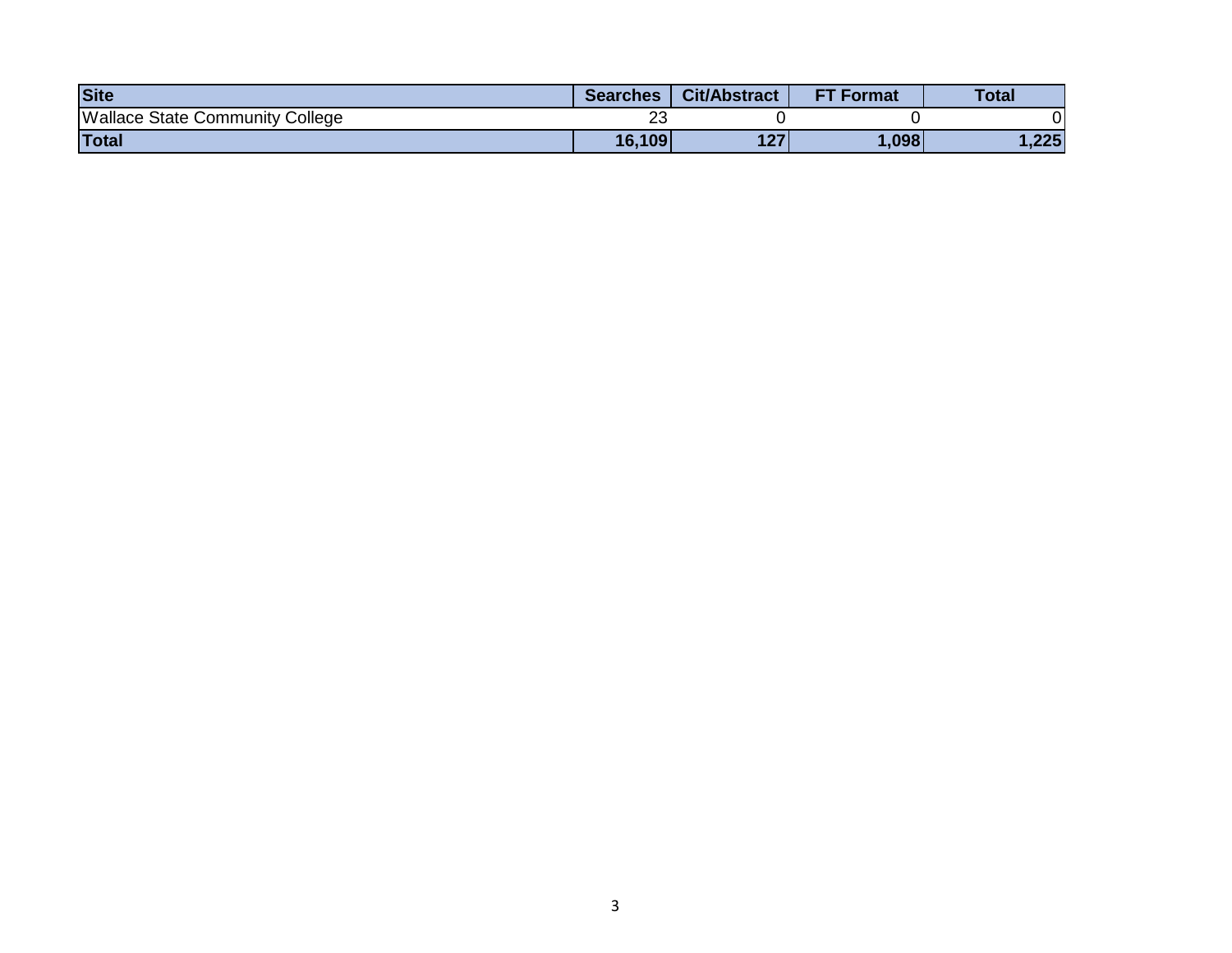| Site | Searches | Cit/Abstract | FT Format | Total |
|---|---|---|---|---|
| Wallace State Community College | 23 | 0 | 0 | 0 |
| **Total** | **16,109** | **127** | **1,098** | **1,225** |